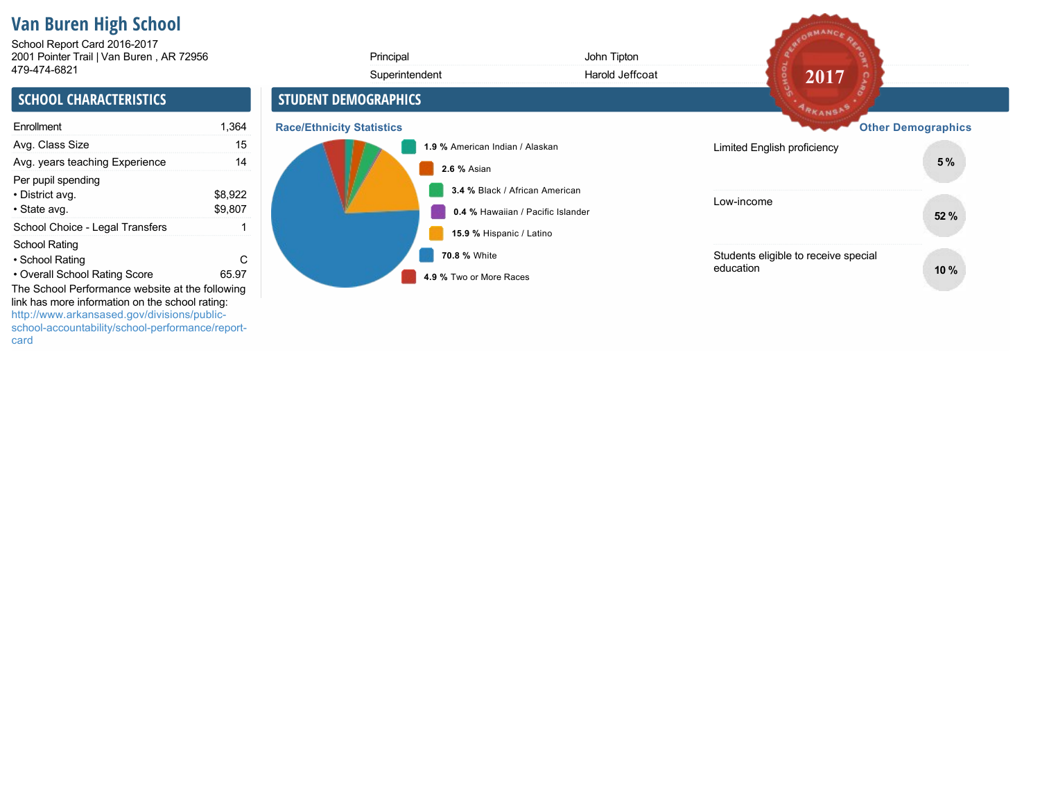# Van Buren High School

School Report Card 2016-2017
2001 Pointer Trail | Van Buren , AR 72956
479-474-6821

| | |
|---|---|
| Principal | John Tipton |
| Superintendent | Harold Jeffcoat |

## SCHOOL CHARACTERISTICS

| | |
|---|---|
| Enrollment | 1,364 |
| Avg. Class Size | 15 |
| Avg. years teaching Experience | 14 |
| Per pupil spending | |
| • District avg. | $8,922 |
| • State avg. | $9,807 |
| School Choice - Legal Transfers | 1 |
| School Rating | |
| • School Rating | C |
| • Overall School Rating Score | 65.97 |

The School Performance website at the following link has more information on the school rating: http://www.arkansased.gov/divisions/public-school-accountability/school-performance/report-card

## STUDENT DEMOGRAPHICS

### Race/Ethnicity Statistics

- **1.9 %** American Indian / Alaskan
- **2.6 %** Asian
- **3.4 %** Black / African American
- **0.4 %** Hawaiian / Pacific Islander
- **15.9 %** Hispanic / Latino
- **70.8 %** White
- **4.9 %** Two or More Races

### Other Demographics

| | |
|---|---|
| Limited English proficiency | 5 % |
| Low-income | 52 % |
| Students eligible to receive special education | 10 % |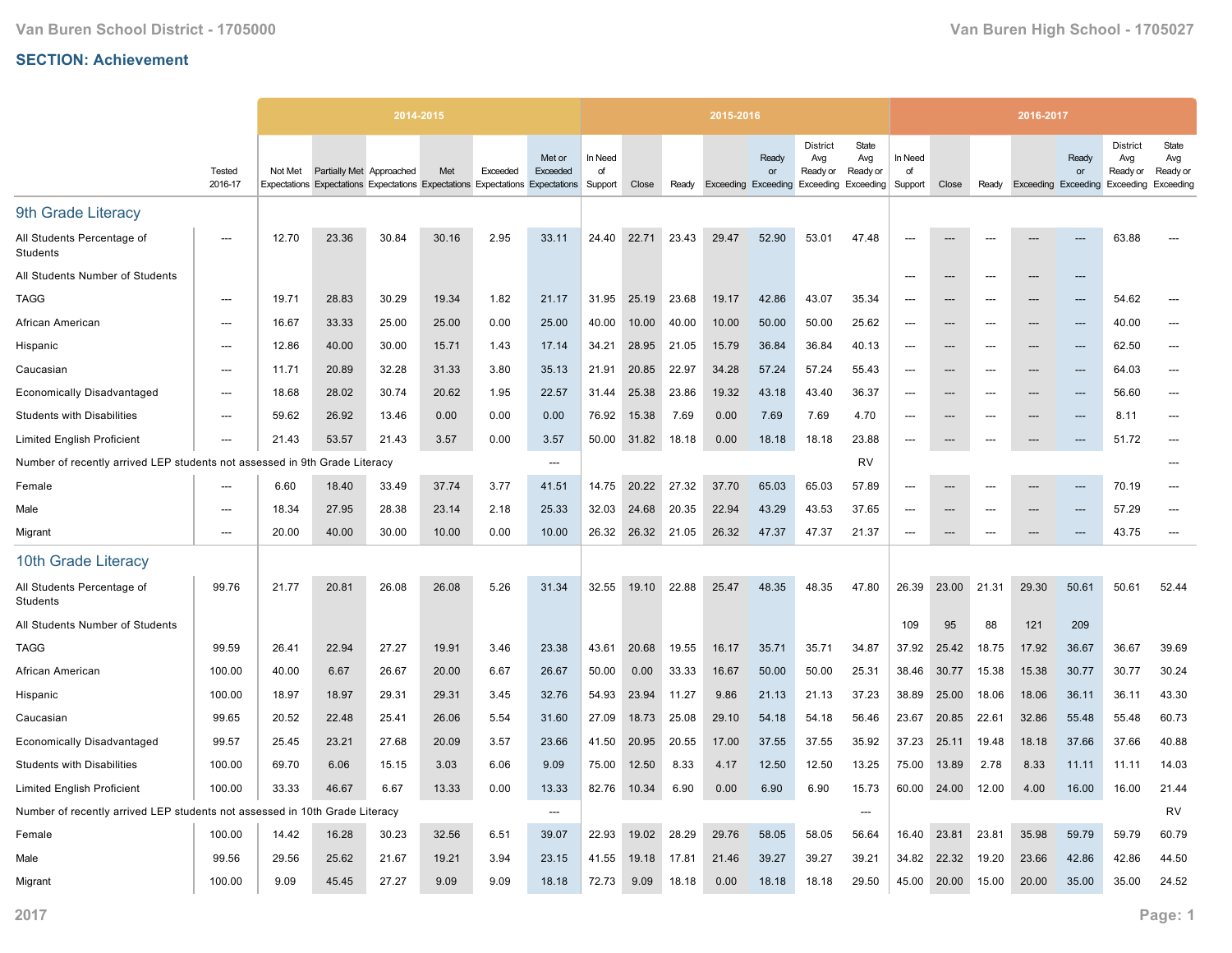Van Buren School District - 1705000

Van Buren High School - 1705027

## SECTION: Achievement

| | Tested 2016-17 | 2014-2015 | | | | | | 2015-2016 | | | | | | | 2016-2017 | | | | | | |
|---|---|---|---|---|---|---|---|---|---|---|---|---|---|---|---|---|---|---|---|---|---|
| | | Not Met Expectations | Partially Met Expectations | Approached Expectations | Met Expectations | Exceeded Expectations | Met or Exceeded Expectations | In Need of Support | Close | Ready | Exceeding | Ready or Exceeding | District Avg Ready or Exceeding | State Avg Ready or Exceeding | In Need of Support | Close | Ready | Exceeding | Ready or Exceeding | District Avg Ready or Exceeding | State Avg Ready or Exceeding |
| **9th Grade Literacy** | | | | | | | | | | | | | | | | | | | | | |
| All Students Percentage of Students | --- | 12.70 | 23.36 | 30.84 | 30.16 | 2.95 | 33.11 | 24.40 | 22.71 | 23.43 | 29.47 | 52.90 | 53.01 | 47.48 | --- | --- | --- | --- | --- | 63.88 | --- |
| All Students Number of Students | | | | | | | | | | | | | | | --- | --- | --- | --- | --- | | |
| TAGG | --- | 19.71 | 28.83 | 30.29 | 19.34 | 1.82 | 21.17 | 31.95 | 25.19 | 23.68 | 19.17 | 42.86 | 43.07 | 35.34 | --- | --- | --- | --- | --- | 54.62 | --- |
| African American | --- | 16.67 | 33.33 | 25.00 | 25.00 | 0.00 | 25.00 | 40.00 | 10.00 | 40.00 | 10.00 | 50.00 | 50.00 | 25.62 | --- | --- | --- | --- | --- | 40.00 | --- |
| Hispanic | --- | 12.86 | 40.00 | 30.00 | 15.71 | 1.43 | 17.14 | 34.21 | 28.95 | 21.05 | 15.79 | 36.84 | 36.84 | 40.13 | --- | --- | --- | --- | --- | 62.50 | --- |
| Caucasian | --- | 11.71 | 20.89 | 32.28 | 31.33 | 3.80 | 35.13 | 21.91 | 20.85 | 22.97 | 34.28 | 57.24 | 57.24 | 55.43 | --- | --- | --- | --- | --- | 64.03 | --- |
| Economically Disadvantaged | --- | 18.68 | 28.02 | 30.74 | 20.62 | 1.95 | 22.57 | 31.44 | 25.38 | 23.86 | 19.32 | 43.18 | 43.40 | 36.37 | --- | --- | --- | --- | --- | 56.60 | --- |
| Students with Disabilities | --- | 59.62 | 26.92 | 13.46 | 0.00 | 0.00 | 0.00 | 76.92 | 15.38 | 7.69 | 0.00 | 7.69 | 7.69 | 4.70 | --- | --- | --- | --- | --- | 8.11 | --- |
| Limited English Proficient | --- | 21.43 | 53.57 | 21.43 | 3.57 | 0.00 | 3.57 | 50.00 | 31.82 | 18.18 | 0.00 | 18.18 | 18.18 | 23.88 | --- | --- | --- | --- | --- | 51.72 | --- |
| Number of recently arrived LEP students not assessed in 9th Grade Literacy | | | | | | | --- | | | | | | | RV | | | | | | | --- |
| Female | --- | 6.60 | 18.40 | 33.49 | 37.74 | 3.77 | 41.51 | 14.75 | 20.22 | 27.32 | 37.70 | 65.03 | 65.03 | 57.89 | --- | --- | --- | --- | --- | 70.19 | --- |
| Male | --- | 18.34 | 27.95 | 28.38 | 23.14 | 2.18 | 25.33 | 32.03 | 24.68 | 20.35 | 22.94 | 43.29 | 43.53 | 37.65 | --- | --- | --- | --- | --- | 57.29 | --- |
| Migrant | --- | 20.00 | 40.00 | 30.00 | 10.00 | 0.00 | 10.00 | 26.32 | 26.32 | 21.05 | 26.32 | 47.37 | 47.37 | 21.37 | --- | --- | --- | --- | --- | 43.75 | --- |
| **10th Grade Literacy** | | | | | | | | | | | | | | | | | | | | | |
| All Students Percentage of Students | 99.76 | 21.77 | 20.81 | 26.08 | 26.08 | 5.26 | 31.34 | 32.55 | 19.10 | 22.88 | 25.47 | 48.35 | 48.35 | 47.80 | 26.39 | 23.00 | 21.31 | 29.30 | 50.61 | 50.61 | 52.44 |
| All Students Number of Students | | | | | | | | | | | | | | | 109 | 95 | 88 | 121 | 209 | | |
| TAGG | 99.59 | 26.41 | 22.94 | 27.27 | 19.91 | 3.46 | 23.38 | 43.61 | 20.68 | 19.55 | 16.17 | 35.71 | 35.71 | 34.87 | 37.92 | 25.42 | 18.75 | 17.92 | 36.67 | 36.67 | 39.69 |
| African American | 100.00 | 40.00 | 6.67 | 26.67 | 20.00 | 6.67 | 26.67 | 50.00 | 0.00 | 33.33 | 16.67 | 50.00 | 50.00 | 25.31 | 38.46 | 30.77 | 15.38 | 15.38 | 30.77 | 30.77 | 30.24 |
| Hispanic | 100.00 | 18.97 | 18.97 | 29.31 | 29.31 | 3.45 | 32.76 | 54.93 | 23.94 | 11.27 | 9.86 | 21.13 | 21.13 | 37.23 | 38.89 | 25.00 | 18.06 | 18.06 | 36.11 | 36.11 | 43.30 |
| Caucasian | 99.65 | 20.52 | 22.48 | 25.41 | 26.06 | 5.54 | 31.60 | 27.09 | 18.73 | 25.08 | 29.10 | 54.18 | 54.18 | 56.46 | 23.67 | 20.85 | 22.61 | 32.86 | 55.48 | 55.48 | 60.73 |
| Economically Disadvantaged | 99.57 | 25.45 | 23.21 | 27.68 | 20.09 | 3.57 | 23.66 | 41.50 | 20.95 | 20.55 | 17.00 | 37.55 | 37.55 | 35.92 | 37.23 | 25.11 | 19.48 | 18.18 | 37.66 | 37.66 | 40.88 |
| Students with Disabilities | 100.00 | 69.70 | 6.06 | 15.15 | 3.03 | 6.06 | 9.09 | 75.00 | 12.50 | 8.33 | 4.17 | 12.50 | 12.50 | 13.25 | 75.00 | 13.89 | 2.78 | 8.33 | 11.11 | 11.11 | 14.03 |
| Limited English Proficient | 100.00 | 33.33 | 46.67 | 6.67 | 13.33 | 0.00 | 13.33 | 82.76 | 10.34 | 6.90 | 0.00 | 6.90 | 6.90 | 15.73 | 60.00 | 24.00 | 12.00 | 4.00 | 16.00 | 16.00 | 21.44 |
| Number of recently arrived LEP students not assessed in 10th Grade Literacy | | | | | | | --- | | | | | | | --- | | | | | | | RV |
| Female | 100.00 | 14.42 | 16.28 | 30.23 | 32.56 | 6.51 | 39.07 | 22.93 | 19.02 | 28.29 | 29.76 | 58.05 | 58.05 | 56.64 | 16.40 | 23.81 | 23.81 | 35.98 | 59.79 | 59.79 | 60.79 |
| Male | 99.56 | 29.56 | 25.62 | 21.67 | 19.21 | 3.94 | 23.15 | 41.55 | 19.18 | 17.81 | 21.46 | 39.27 | 39.27 | 39.21 | 34.82 | 22.32 | 19.20 | 23.66 | 42.86 | 42.86 | 44.50 |
| Migrant | 100.00 | 9.09 | 45.45 | 27.27 | 9.09 | 9.09 | 18.18 | 72.73 | 9.09 | 18.18 | 0.00 | 18.18 | 18.18 | 29.50 | 45.00 | 20.00 | 15.00 | 20.00 | 35.00 | 35.00 | 24.52 |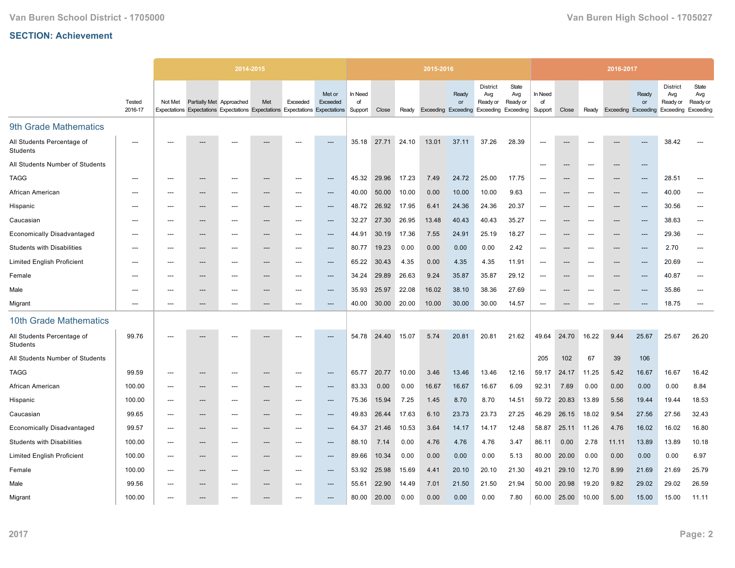## SECTION: Achievement

| | Tested 2016-17 | 2014-2015 | | | | | | 2015-2016 | | | | | | | 2016-2017 | | | | | | |
|---|---|---|---|---|---|---|---|---|---|---|---|---|---|---|---|---|---|---|---|---|---|
| | | Not Met Expectations | Partially Met Expectations | Approached Expectations | Met Expectations | Exceeded Expectations | Met or Exceeded Expectations | In Need of Support | Close | Ready | Exceeding | Ready or Exceeding | District Avg Ready or Exceeding | State Avg Ready or Exceeding | In Need of Support | Close | Ready | Exceeding | Ready or Exceeding | District Avg Ready or Exceeding | State Avg Ready or Exceeding |
| **9th Grade Mathematics** | | | | | | | | | | | | | | | | | | | | | |
| All Students Percentage of Students | --- | --- | --- | --- | --- | --- | --- | 35.18 | 27.71 | 24.10 | 13.01 | 37.11 | 37.26 | 28.39 | --- | --- | --- | --- | --- | 38.42 | --- |
| All Students Number of Students | | | | | | | | | | | | | | | --- | --- | --- | --- | --- | | |
| TAGG | --- | --- | --- | --- | --- | --- | --- | 45.32 | 29.96 | 17.23 | 7.49 | 24.72 | 25.00 | 17.75 | --- | --- | --- | --- | --- | 28.51 | --- |
| African American | --- | --- | --- | --- | --- | --- | --- | 40.00 | 50.00 | 10.00 | 0.00 | 10.00 | 10.00 | 9.63 | --- | --- | --- | --- | --- | 40.00 | --- |
| Hispanic | --- | --- | --- | --- | --- | --- | --- | 48.72 | 26.92 | 17.95 | 6.41 | 24.36 | 24.36 | 20.37 | --- | --- | --- | --- | --- | 30.56 | --- |
| Caucasian | --- | --- | --- | --- | --- | --- | --- | 32.27 | 27.30 | 26.95 | 13.48 | 40.43 | 40.43 | 35.27 | --- | --- | --- | --- | --- | 38.63 | --- |
| Economically Disadvantaged | --- | --- | --- | --- | --- | --- | --- | 44.91 | 30.19 | 17.36 | 7.55 | 24.91 | 25.19 | 18.27 | --- | --- | --- | --- | --- | 29.36 | --- |
| Students with Disabilities | --- | --- | --- | --- | --- | --- | --- | 80.77 | 19.23 | 0.00 | 0.00 | 0.00 | 0.00 | 2.42 | --- | --- | --- | --- | --- | 2.70 | --- |
| Limited English Proficient | --- | --- | --- | --- | --- | --- | --- | 65.22 | 30.43 | 4.35 | 0.00 | 4.35 | 4.35 | 11.91 | --- | --- | --- | --- | --- | 20.69 | --- |
| Female | --- | --- | --- | --- | --- | --- | --- | 34.24 | 29.89 | 26.63 | 9.24 | 35.87 | 35.87 | 29.12 | --- | --- | --- | --- | --- | 40.87 | --- |
| Male | --- | --- | --- | --- | --- | --- | --- | 35.93 | 25.97 | 22.08 | 16.02 | 38.10 | 38.36 | 27.69 | --- | --- | --- | --- | --- | 35.86 | --- |
| Migrant | --- | --- | --- | --- | --- | --- | --- | 40.00 | 30.00 | 20.00 | 10.00 | 30.00 | 30.00 | 14.57 | --- | --- | --- | --- | --- | 18.75 | --- |
| **10th Grade Mathematics** | | | | | | | | | | | | | | | | | | | | | |
| All Students Percentage of Students | 99.76 | --- | --- | --- | --- | --- | --- | 54.78 | 24.40 | 15.07 | 5.74 | 20.81 | 20.81 | 21.62 | 49.64 | 24.70 | 16.22 | 9.44 | 25.67 | 25.67 | 26.20 |
| All Students Number of Students | | | | | | | | | | | | | | | 205 | 102 | 67 | 39 | 106 | | |
| TAGG | 99.59 | --- | --- | --- | --- | --- | --- | 65.77 | 20.77 | 10.00 | 3.46 | 13.46 | 13.46 | 12.16 | 59.17 | 24.17 | 11.25 | 5.42 | 16.67 | 16.67 | 16.42 |
| African American | 100.00 | --- | --- | --- | --- | --- | --- | 83.33 | 0.00 | 0.00 | 16.67 | 16.67 | 16.67 | 6.09 | 92.31 | 7.69 | 0.00 | 0.00 | 0.00 | 0.00 | 8.84 |
| Hispanic | 100.00 | --- | --- | --- | --- | --- | --- | 75.36 | 15.94 | 7.25 | 1.45 | 8.70 | 8.70 | 14.51 | 59.72 | 20.83 | 13.89 | 5.56 | 19.44 | 19.44 | 18.53 |
| Caucasian | 99.65 | --- | --- | --- | --- | --- | --- | 49.83 | 26.44 | 17.63 | 6.10 | 23.73 | 23.73 | 27.25 | 46.29 | 26.15 | 18.02 | 9.54 | 27.56 | 27.56 | 32.43 |
| Economically Disadvantaged | 99.57 | --- | --- | --- | --- | --- | --- | 64.37 | 21.46 | 10.53 | 3.64 | 14.17 | 14.17 | 12.48 | 58.87 | 25.11 | 11.26 | 4.76 | 16.02 | 16.02 | 16.80 |
| Students with Disabilities | 100.00 | --- | --- | --- | --- | --- | --- | 88.10 | 7.14 | 0.00 | 4.76 | 4.76 | 4.76 | 3.47 | 86.11 | 0.00 | 2.78 | 11.11 | 13.89 | 13.89 | 10.18 |
| Limited English Proficient | 100.00 | --- | --- | --- | --- | --- | --- | 89.66 | 10.34 | 0.00 | 0.00 | 0.00 | 0.00 | 5.13 | 80.00 | 20.00 | 0.00 | 0.00 | 0.00 | 0.00 | 6.97 |
| Female | 100.00 | --- | --- | --- | --- | --- | --- | 53.92 | 25.98 | 15.69 | 4.41 | 20.10 | 20.10 | 21.30 | 49.21 | 29.10 | 12.70 | 8.99 | 21.69 | 21.69 | 25.79 |
| Male | 99.56 | --- | --- | --- | --- | --- | --- | 55.61 | 22.90 | 14.49 | 7.01 | 21.50 | 21.50 | 21.94 | 50.00 | 20.98 | 19.20 | 9.82 | 29.02 | 29.02 | 26.59 |
| Migrant | 100.00 | --- | --- | --- | --- | --- | --- | 80.00 | 20.00 | 0.00 | 0.00 | 0.00 | 0.00 | 7.80 | 60.00 | 25.00 | 10.00 | 5.00 | 15.00 | 15.00 | 11.11 |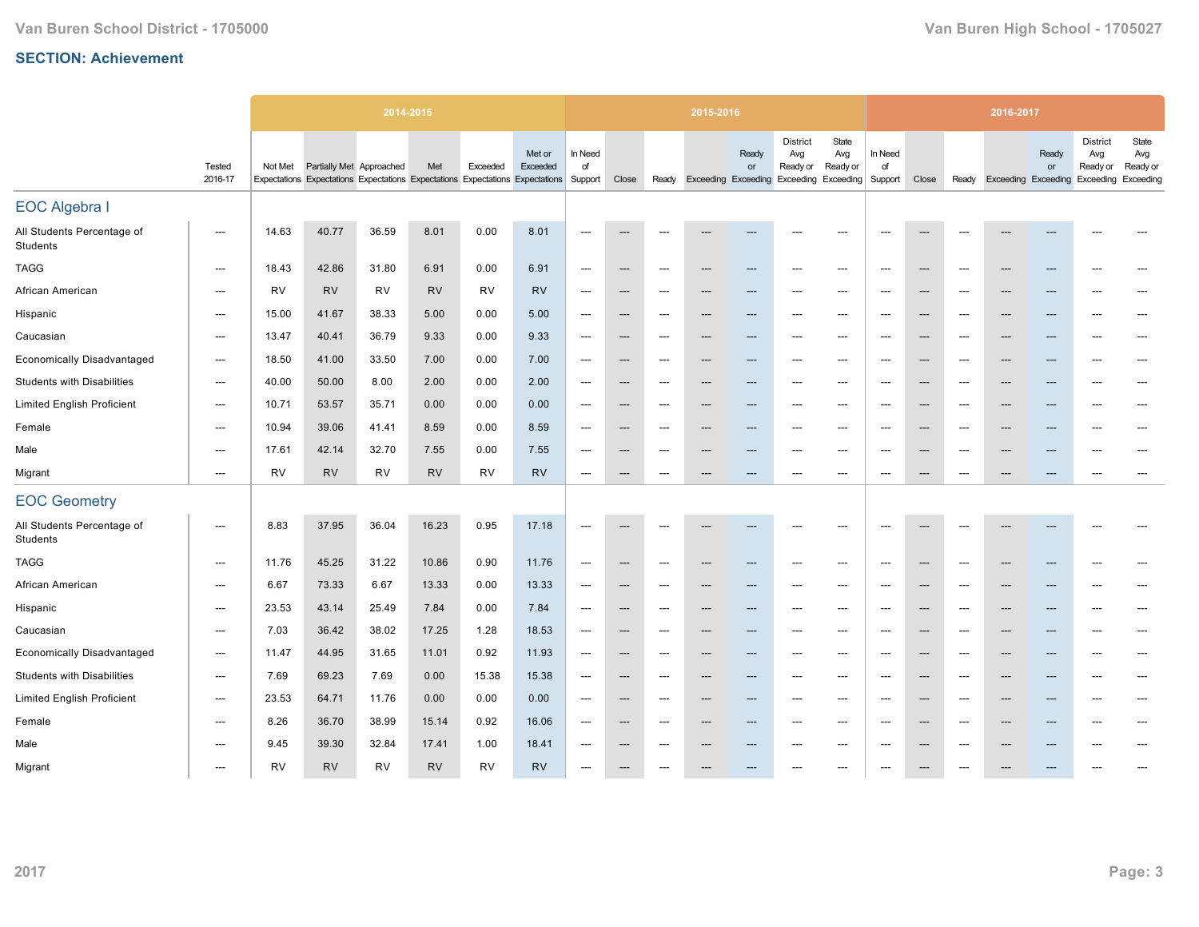Van Buren School District - 1705000

Van Buren High School - 1705027

## SECTION: Achievement

| | Tested 2016-17 | 2014-2015 | | | | | | 2015-2016 | | | | | | | 2016-2017 | | | | | | |
|---|---|---|---|---|---|---|---|---|---|---|---|---|---|---|---|---|---|---|---|---|---|
| | | Not Met Expectations | Partially Met Expectations | Approached Expectations | Met Expectations | Exceeded Expectations | Met or Exceeded Expectations | In Need of Support | Close | Ready | Exceeding | Ready or Exceeding | District Avg Ready or Exceeding | State Avg Ready or Exceeding | In Need of Support | Close | Ready | Exceeding | Ready or Exceeding | District Avg Ready or Exceeding | State Avg Ready or Exceeding |
| **EOC Algebra I** | | | | | | | | | | | | | | | | | | | | | |
| All Students Percentage of Students | --- | 14.63 | 40.77 | 36.59 | 8.01 | 0.00 | 8.01 | --- | --- | --- | --- | --- | --- | --- | --- | --- | --- | --- | --- | --- | --- |
| TAGG | --- | 18.43 | 42.86 | 31.80 | 6.91 | 0.00 | 6.91 | --- | --- | --- | --- | --- | --- | --- | --- | --- | --- | --- | --- | --- | --- |
| African American | --- | RV | RV | RV | RV | RV | RV | --- | --- | --- | --- | --- | --- | --- | --- | --- | --- | --- | --- | --- | --- |
| Hispanic | --- | 15.00 | 41.67 | 38.33 | 5.00 | 0.00 | 5.00 | --- | --- | --- | --- | --- | --- | --- | --- | --- | --- | --- | --- | --- | --- |
| Caucasian | --- | 13.47 | 40.41 | 36.79 | 9.33 | 0.00 | 9.33 | --- | --- | --- | --- | --- | --- | --- | --- | --- | --- | --- | --- | --- | --- |
| Economically Disadvantaged | --- | 18.50 | 41.00 | 33.50 | 7.00 | 0.00 | 7.00 | --- | --- | --- | --- | --- | --- | --- | --- | --- | --- | --- | --- | --- | --- |
| Students with Disabilities | --- | 40.00 | 50.00 | 8.00 | 2.00 | 0.00 | 2.00 | --- | --- | --- | --- | --- | --- | --- | --- | --- | --- | --- | --- | --- | --- |
| Limited English Proficient | --- | 10.71 | 53.57 | 35.71 | 0.00 | 0.00 | 0.00 | --- | --- | --- | --- | --- | --- | --- | --- | --- | --- | --- | --- | --- | --- |
| Female | --- | 10.94 | 39.06 | 41.41 | 8.59 | 0.00 | 8.59 | --- | --- | --- | --- | --- | --- | --- | --- | --- | --- | --- | --- | --- | --- |
| Male | --- | 17.61 | 42.14 | 32.70 | 7.55 | 0.00 | 7.55 | --- | --- | --- | --- | --- | --- | --- | --- | --- | --- | --- | --- | --- | --- |
| Migrant | --- | RV | RV | RV | RV | RV | RV | --- | --- | --- | --- | --- | --- | --- | --- | --- | --- | --- | --- | --- | --- |
| **EOC Geometry** | | | | | | | | | | | | | | | | | | | | | |
| All Students Percentage of Students | --- | 8.83 | 37.95 | 36.04 | 16.23 | 0.95 | 17.18 | --- | --- | --- | --- | --- | --- | --- | --- | --- | --- | --- | --- | --- | --- |
| TAGG | --- | 11.76 | 45.25 | 31.22 | 10.86 | 0.90 | 11.76 | --- | --- | --- | --- | --- | --- | --- | --- | --- | --- | --- | --- | --- | --- |
| African American | --- | 6.67 | 73.33 | 6.67 | 13.33 | 0.00 | 13.33 | --- | --- | --- | --- | --- | --- | --- | --- | --- | --- | --- | --- | --- | --- |
| Hispanic | --- | 23.53 | 43.14 | 25.49 | 7.84 | 0.00 | 7.84 | --- | --- | --- | --- | --- | --- | --- | --- | --- | --- | --- | --- | --- | --- |
| Caucasian | --- | 7.03 | 36.42 | 38.02 | 17.25 | 1.28 | 18.53 | --- | --- | --- | --- | --- | --- | --- | --- | --- | --- | --- | --- | --- | --- |
| Economically Disadvantaged | --- | 11.47 | 44.95 | 31.65 | 11.01 | 0.92 | 11.93 | --- | --- | --- | --- | --- | --- | --- | --- | --- | --- | --- | --- | --- | --- |
| Students with Disabilities | --- | 7.69 | 69.23 | 7.69 | 0.00 | 15.38 | 15.38 | --- | --- | --- | --- | --- | --- | --- | --- | --- | --- | --- | --- | --- | --- |
| Limited English Proficient | --- | 23.53 | 64.71 | 11.76 | 0.00 | 0.00 | 0.00 | --- | --- | --- | --- | --- | --- | --- | --- | --- | --- | --- | --- | --- | --- |
| Female | --- | 8.26 | 36.70 | 38.99 | 15.14 | 0.92 | 16.06 | --- | --- | --- | --- | --- | --- | --- | --- | --- | --- | --- | --- | --- | --- |
| Male | --- | 9.45 | 39.30 | 32.84 | 17.41 | 1.00 | 18.41 | --- | --- | --- | --- | --- | --- | --- | --- | --- | --- | --- | --- | --- | --- |
| Migrant | --- | RV | RV | RV | RV | RV | RV | --- | --- | --- | --- | --- | --- | --- | --- | --- | --- | --- | --- | --- | --- |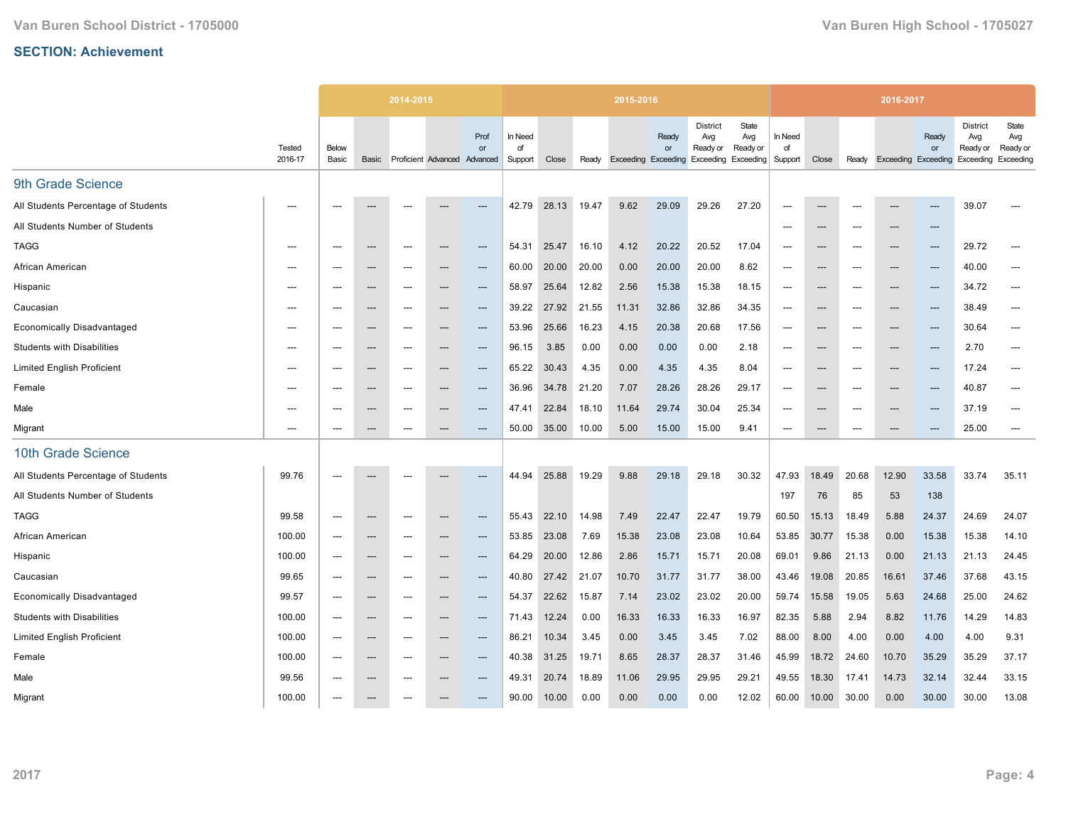## SECTION: Achievement

| | Tested 2016-17 | 2014-2015 Below Basic | Basic | Proficient | Advanced | Prof or Advanced | 2015-2016 In Need of Support | Close | Ready | Exceeding | Ready or Exceeding | District Avg Ready or Exceeding | State Avg Ready or Exceeding | 2016-2017 In Need of Support | Close | Ready | Exceeding | Ready or Exceeding | District Avg Ready or Exceeding | State Avg Ready or Exceeding |
|---|---|---|---|---|---|---|---|---|---|---|---|---|---|---|---|---|---|---|---|---|
| **9th Grade Science** | | | | | | | | | | | | | | | | | | | | |
| All Students Percentage of Students | --- | --- | --- | --- | --- | --- | 42.79 | 28.13 | 19.47 | 9.62 | 29.09 | 29.26 | 27.20 | --- | --- | --- | --- | --- | 39.07 | --- |
| All Students Number of Students | | | | | | | | | | | | | | --- | --- | --- | --- | --- | | |
| TAGG | --- | --- | --- | --- | --- | --- | 54.31 | 25.47 | 16.10 | 4.12 | 20.22 | 20.52 | 17.04 | --- | --- | --- | --- | --- | 29.72 | --- |
| African American | --- | --- | --- | --- | --- | --- | 60.00 | 20.00 | 20.00 | 0.00 | 20.00 | 20.00 | 8.62 | --- | --- | --- | --- | --- | 40.00 | --- |
| Hispanic | --- | --- | --- | --- | --- | --- | 58.97 | 25.64 | 12.82 | 2.56 | 15.38 | 15.38 | 18.15 | --- | --- | --- | --- | --- | 34.72 | --- |
| Caucasian | --- | --- | --- | --- | --- | --- | 39.22 | 27.92 | 21.55 | 11.31 | 32.86 | 32.86 | 34.35 | --- | --- | --- | --- | --- | 38.49 | --- |
| Economically Disadvantaged | --- | --- | --- | --- | --- | --- | 53.96 | 25.66 | 16.23 | 4.15 | 20.38 | 20.68 | 17.56 | --- | --- | --- | --- | --- | 30.64 | --- |
| Students with Disabilities | --- | --- | --- | --- | --- | --- | 96.15 | 3.85 | 0.00 | 0.00 | 0.00 | 0.00 | 2.18 | --- | --- | --- | --- | --- | 2.70 | --- |
| Limited English Proficient | --- | --- | --- | --- | --- | --- | 65.22 | 30.43 | 4.35 | 0.00 | 4.35 | 4.35 | 8.04 | --- | --- | --- | --- | --- | 17.24 | --- |
| Female | --- | --- | --- | --- | --- | --- | 36.96 | 34.78 | 21.20 | 7.07 | 28.26 | 28.26 | 29.17 | --- | --- | --- | --- | --- | 40.87 | --- |
| Male | --- | --- | --- | --- | --- | --- | 47.41 | 22.84 | 18.10 | 11.64 | 29.74 | 30.04 | 25.34 | --- | --- | --- | --- | --- | 37.19 | --- |
| Migrant | --- | --- | --- | --- | --- | --- | 50.00 | 35.00 | 10.00 | 5.00 | 15.00 | 15.00 | 9.41 | --- | --- | --- | --- | --- | 25.00 | --- |
| **10th Grade Science** | | | | | | | | | | | | | | | | | | | | |
| All Students Percentage of Students | 99.76 | --- | --- | --- | --- | --- | 44.94 | 25.88 | 19.29 | 9.88 | 29.18 | 29.18 | 30.32 | 47.93 | 18.49 | 20.68 | 12.90 | 33.58 | 33.74 | 35.11 |
| All Students Number of Students | | | | | | | | | | | | | | 197 | 76 | 85 | 53 | 138 | | |
| TAGG | 99.58 | --- | --- | --- | --- | --- | 55.43 | 22.10 | 14.98 | 7.49 | 22.47 | 22.47 | 19.79 | 60.50 | 15.13 | 18.49 | 5.88 | 24.37 | 24.69 | 24.07 |
| African American | 100.00 | --- | --- | --- | --- | --- | 53.85 | 23.08 | 7.69 | 15.38 | 23.08 | 23.08 | 10.64 | 53.85 | 30.77 | 15.38 | 0.00 | 15.38 | 15.38 | 14.10 |
| Hispanic | 100.00 | --- | --- | --- | --- | --- | 64.29 | 20.00 | 12.86 | 2.86 | 15.71 | 15.71 | 20.08 | 69.01 | 9.86 | 21.13 | 0.00 | 21.13 | 21.13 | 24.45 |
| Caucasian | 99.65 | --- | --- | --- | --- | --- | 40.80 | 27.42 | 21.07 | 10.70 | 31.77 | 31.77 | 38.00 | 43.46 | 19.08 | 20.85 | 16.61 | 37.46 | 37.68 | 43.15 |
| Economically Disadvantaged | 99.57 | --- | --- | --- | --- | --- | 54.37 | 22.62 | 15.87 | 7.14 | 23.02 | 23.02 | 20.00 | 59.74 | 15.58 | 19.05 | 5.63 | 24.68 | 25.00 | 24.62 |
| Students with Disabilities | 100.00 | --- | --- | --- | --- | --- | 71.43 | 12.24 | 0.00 | 16.33 | 16.33 | 16.33 | 16.97 | 82.35 | 5.88 | 2.94 | 8.82 | 11.76 | 14.29 | 14.83 |
| Limited English Proficient | 100.00 | --- | --- | --- | --- | --- | 86.21 | 10.34 | 3.45 | 0.00 | 3.45 | 3.45 | 7.02 | 88.00 | 8.00 | 4.00 | 0.00 | 4.00 | 4.00 | 9.31 |
| Female | 100.00 | --- | --- | --- | --- | --- | 40.38 | 31.25 | 19.71 | 8.65 | 28.37 | 28.37 | 31.46 | 45.99 | 18.72 | 24.60 | 10.70 | 35.29 | 35.29 | 37.17 |
| Male | 99.56 | --- | --- | --- | --- | --- | 49.31 | 20.74 | 18.89 | 11.06 | 29.95 | 29.95 | 29.21 | 49.55 | 18.30 | 17.41 | 14.73 | 32.14 | 32.44 | 33.15 |
| Migrant | 100.00 | --- | --- | --- | --- | --- | 90.00 | 10.00 | 0.00 | 0.00 | 0.00 | 0.00 | 12.02 | 60.00 | 10.00 | 30.00 | 0.00 | 30.00 | 30.00 | 13.08 |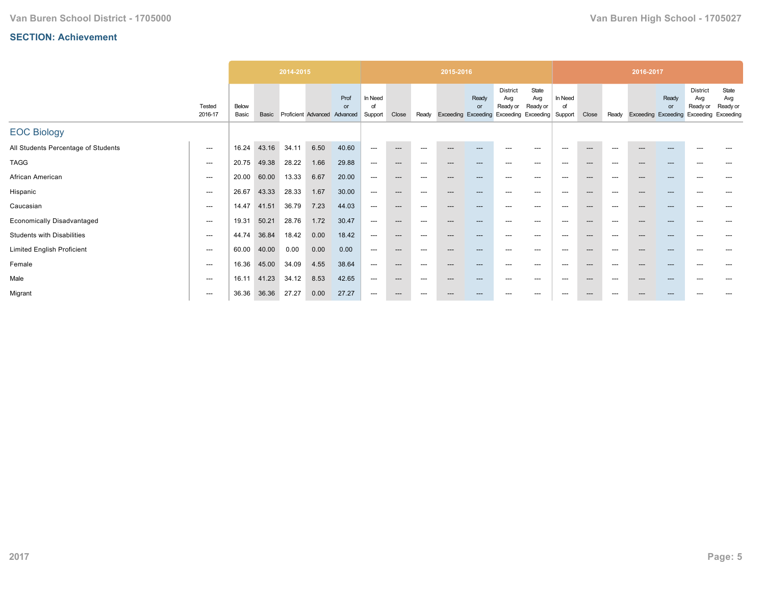## SECTION: Achievement

| | Tested 2016-17 | 2014-2015 | | | | | 2015-2016 | | | | | | | 2016-2017 | | | | | | |
|---|---|---|---|---|---|---|---|---|---|---|---|---|---|---|---|---|---|---|---|---|
| | | Below Basic | Basic | Proficient | Advanced | Prof or Advanced | In Need of Support | Close | Ready | Exceeding | Ready or Exceeding | District Avg Ready or Exceeding | State Avg Ready or Exceeding | In Need of Support | Close | Ready | Exceeding | Ready or Exceeding | District Avg Ready or Exceeding | State Avg Ready or Exceeding |
| **EOC Biology** | | | | | | | | | | | | | | | | | | | | |
| All Students Percentage of Students | --- | 16.24 | 43.16 | 34.11 | 6.50 | 40.60 | --- | --- | --- | --- | --- | --- | --- | --- | --- | --- | --- | --- | --- | --- |
| TAGG | --- | 20.75 | 49.38 | 28.22 | 1.66 | 29.88 | --- | --- | --- | --- | --- | --- | --- | --- | --- | --- | --- | --- | --- | --- |
| African American | --- | 20.00 | 60.00 | 13.33 | 6.67 | 20.00 | --- | --- | --- | --- | --- | --- | --- | --- | --- | --- | --- | --- | --- | --- |
| Hispanic | --- | 26.67 | 43.33 | 28.33 | 1.67 | 30.00 | --- | --- | --- | --- | --- | --- | --- | --- | --- | --- | --- | --- | --- | --- |
| Caucasian | --- | 14.47 | 41.51 | 36.79 | 7.23 | 44.03 | --- | --- | --- | --- | --- | --- | --- | --- | --- | --- | --- | --- | --- | --- |
| Economically Disadvantaged | --- | 19.31 | 50.21 | 28.76 | 1.72 | 30.47 | --- | --- | --- | --- | --- | --- | --- | --- | --- | --- | --- | --- | --- | --- |
| Students with Disabilities | --- | 44.74 | 36.84 | 18.42 | 0.00 | 18.42 | --- | --- | --- | --- | --- | --- | --- | --- | --- | --- | --- | --- | --- | --- |
| Limited English Proficient | --- | 60.00 | 40.00 | 0.00 | 0.00 | 0.00 | --- | --- | --- | --- | --- | --- | --- | --- | --- | --- | --- | --- | --- | --- |
| Female | --- | 16.36 | 45.00 | 34.09 | 4.55 | 38.64 | --- | --- | --- | --- | --- | --- | --- | --- | --- | --- | --- | --- | --- | --- |
| Male | --- | 16.11 | 41.23 | 34.12 | 8.53 | 42.65 | --- | --- | --- | --- | --- | --- | --- | --- | --- | --- | --- | --- | --- | --- |
| Migrant | --- | 36.36 | 36.36 | 27.27 | 0.00 | 27.27 | --- | --- | --- | --- | --- | --- | --- | --- | --- | --- | --- | --- | --- | --- |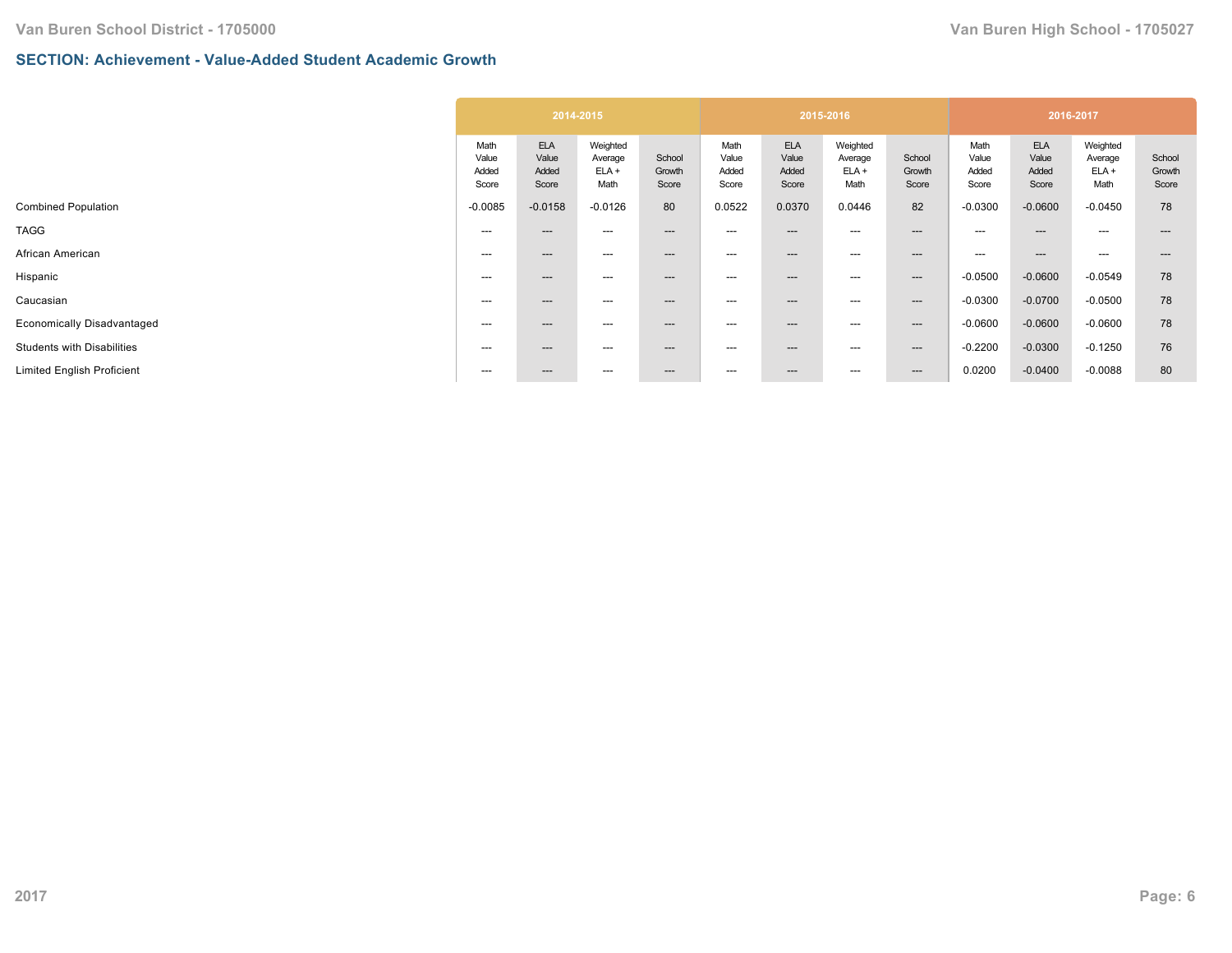## SECTION: Achievement - Value-Added Student Academic Growth

| | 2014-2015 | | | | 2015-2016 | | | | 2016-2017 | | | |
|---|---|---|---|---|---|---|---|---|---|---|---|---|
| | Math Value Added Score | ELA Value Added Score | Weighted Average ELA + Math | School Growth Score | Math Value Added Score | ELA Value Added Score | Weighted Average ELA + Math | School Growth Score | Math Value Added Score | ELA Value Added Score | Weighted Average ELA + Math | School Growth Score |
| Combined Population | -0.0085 | -0.0158 | -0.0126 | 80 | 0.0522 | 0.0370 | 0.0446 | 82 | -0.0300 | -0.0600 | -0.0450 | 78 |
| TAGG | --- | --- | --- | --- | --- | --- | --- | --- | --- | --- | --- | --- |
| African American | --- | --- | --- | --- | --- | --- | --- | --- | --- | --- | --- | --- |
| Hispanic | --- | --- | --- | --- | --- | --- | --- | --- | -0.0500 | -0.0600 | -0.0549 | 78 |
| Caucasian | --- | --- | --- | --- | --- | --- | --- | --- | -0.0300 | -0.0700 | -0.0500 | 78 |
| Economically Disadvantaged | --- | --- | --- | --- | --- | --- | --- | --- | -0.0600 | -0.0600 | -0.0600 | 78 |
| Students with Disabilities | --- | --- | --- | --- | --- | --- | --- | --- | -0.2200 | -0.0300 | -0.1250 | 76 |
| Limited English Proficient | --- | --- | --- | --- | --- | --- | --- | --- | 0.0200 | -0.0400 | -0.0088 | 80 |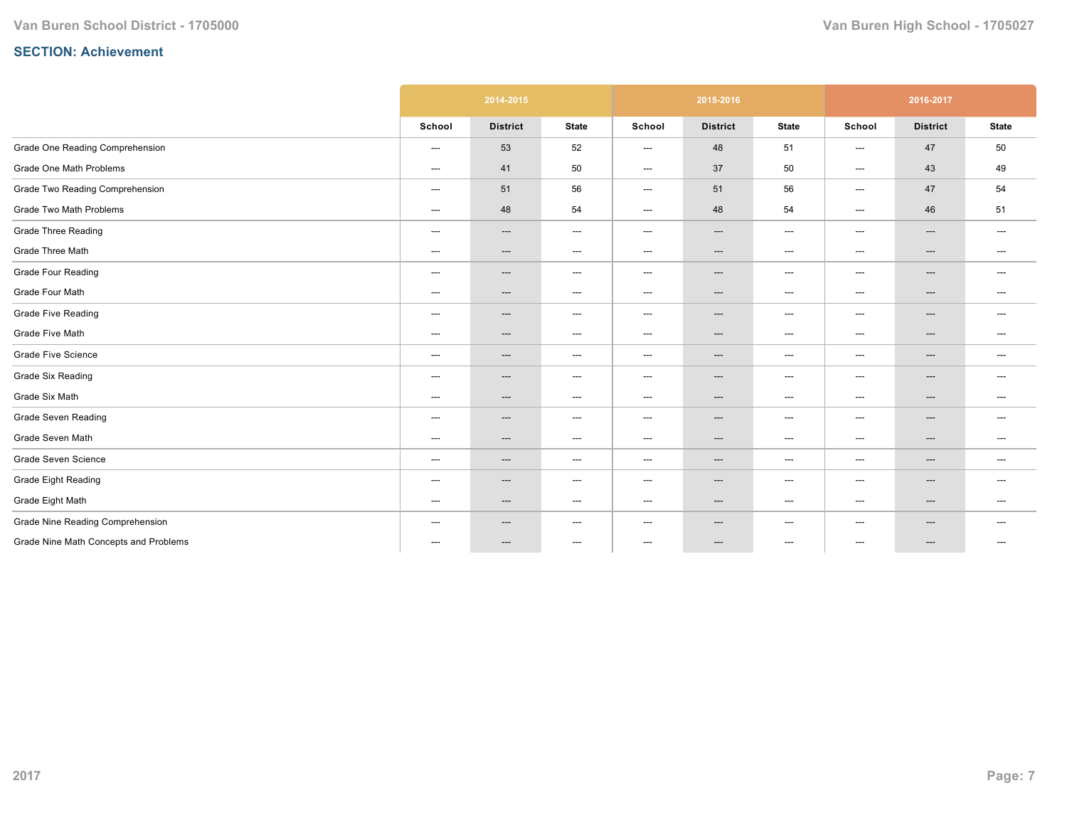## SECTION: Achievement

| | 2014-2015 | | | 2015-2016 | | | 2016-2017 | | |
|---|---|---|---|---|---|---|---|---|---|
| | School | District | State | School | District | State | School | District | State |
| Grade One Reading Comprehension | --- | 53 | 52 | --- | 48 | 51 | --- | 47 | 50 |
| Grade One Math Problems | --- | 41 | 50 | --- | 37 | 50 | --- | 43 | 49 |
| Grade Two Reading Comprehension | --- | 51 | 56 | --- | 51 | 56 | --- | 47 | 54 |
| Grade Two Math Problems | --- | 48 | 54 | --- | 48 | 54 | --- | 46 | 51 |
| Grade Three Reading | --- | --- | --- | --- | --- | --- | --- | --- | --- |
| Grade Three Math | --- | --- | --- | --- | --- | --- | --- | --- | --- |
| Grade Four Reading | --- | --- | --- | --- | --- | --- | --- | --- | --- |
| Grade Four Math | --- | --- | --- | --- | --- | --- | --- | --- | --- |
| Grade Five Reading | --- | --- | --- | --- | --- | --- | --- | --- | --- |
| Grade Five Math | --- | --- | --- | --- | --- | --- | --- | --- | --- |
| Grade Five Science | --- | --- | --- | --- | --- | --- | --- | --- | --- |
| Grade Six Reading | --- | --- | --- | --- | --- | --- | --- | --- | --- |
| Grade Six Math | --- | --- | --- | --- | --- | --- | --- | --- | --- |
| Grade Seven Reading | --- | --- | --- | --- | --- | --- | --- | --- | --- |
| Grade Seven Math | --- | --- | --- | --- | --- | --- | --- | --- | --- |
| Grade Seven Science | --- | --- | --- | --- | --- | --- | --- | --- | --- |
| Grade Eight Reading | --- | --- | --- | --- | --- | --- | --- | --- | --- |
| Grade Eight Math | --- | --- | --- | --- | --- | --- | --- | --- | --- |
| Grade Nine Reading Comprehension | --- | --- | --- | --- | --- | --- | --- | --- | --- |
| Grade Nine Math Concepts and Problems | --- | --- | --- | --- | --- | --- | --- | --- | --- |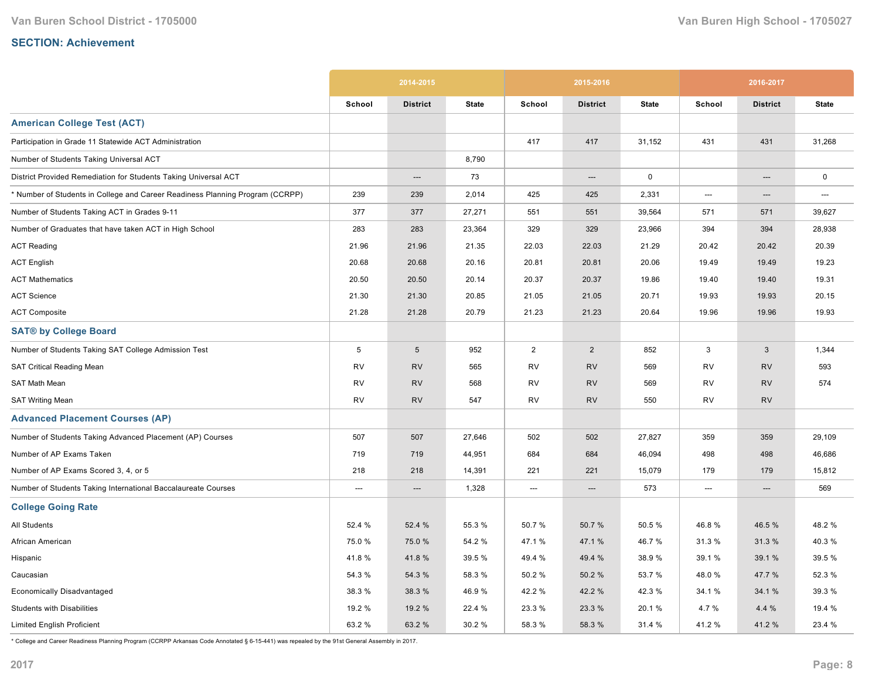## SECTION: Achievement

| | 2014-2015 | | | 2015-2016 | | | 2016-2017 | | |
|---|---|---|---|---|---|---|---|---|---|
| | School | District | State | School | District | State | School | District | State |
| **American College Test (ACT)** | | | | | | | | | |
| Participation in Grade 11 Statewide ACT Administration | | | | 417 | 417 | 31,152 | 431 | 431 | 31,268 |
| Number of Students Taking Universal ACT | | | 8,790 | | | | | | |
| District Provided Remediation for Students Taking Universal ACT | | --- | 73 | | --- | 0 | | --- | 0 |
| * Number of Students in College and Career Readiness Planning Program (CCRPP) | 239 | 239 | 2,014 | 425 | 425 | 2,331 | --- | --- | --- |
| Number of Students Taking ACT in Grades 9-11 | 377 | 377 | 27,271 | 551 | 551 | 39,564 | 571 | 571 | 39,627 |
| Number of Graduates that have taken ACT in High School | 283 | 283 | 23,364 | 329 | 329 | 23,966 | 394 | 394 | 28,938 |
| ACT Reading | 21.96 | 21.96 | 21.35 | 22.03 | 22.03 | 21.29 | 20.42 | 20.42 | 20.39 |
| ACT English | 20.68 | 20.68 | 20.16 | 20.81 | 20.81 | 20.06 | 19.49 | 19.49 | 19.23 |
| ACT Mathematics | 20.50 | 20.50 | 20.14 | 20.37 | 20.37 | 19.86 | 19.40 | 19.40 | 19.31 |
| ACT Science | 21.30 | 21.30 | 20.85 | 21.05 | 21.05 | 20.71 | 19.93 | 19.93 | 20.15 |
| ACT Composite | 21.28 | 21.28 | 20.79 | 21.23 | 21.23 | 20.64 | 19.96 | 19.96 | 19.93 |
| **SAT® by College Board** | | | | | | | | | |
| Number of Students Taking SAT College Admission Test | 5 | 5 | 952 | 2 | 2 | 852 | 3 | 3 | 1,344 |
| SAT Critical Reading Mean | RV | RV | 565 | RV | RV | 569 | RV | RV | 593 |
| SAT Math Mean | RV | RV | 568 | RV | RV | 569 | RV | RV | 574 |
| SAT Writing Mean | RV | RV | 547 | RV | RV | 550 | RV | RV | |
| **Advanced Placement Courses (AP)** | | | | | | | | | |
| Number of Students Taking Advanced Placement (AP) Courses | 507 | 507 | 27,646 | 502 | 502 | 27,827 | 359 | 359 | 29,109 |
| Number of AP Exams Taken | 719 | 719 | 44,951 | 684 | 684 | 46,094 | 498 | 498 | 46,686 |
| Number of AP Exams Scored 3, 4, or 5 | 218 | 218 | 14,391 | 221 | 221 | 15,079 | 179 | 179 | 15,812 |
| Number of Students Taking International Baccalaureate Courses | --- | --- | 1,328 | --- | --- | 573 | --- | --- | 569 |
| **College Going Rate** | | | | | | | | | |
| All Students | 52.4 % | 52.4 % | 55.3 % | 50.7 % | 50.7 % | 50.5 % | 46.8 % | 46.5 % | 48.2 % |
| African American | 75.0 % | 75.0 % | 54.2 % | 47.1 % | 47.1 % | 46.7 % | 31.3 % | 31.3 % | 40.3 % |
| Hispanic | 41.8 % | 41.8 % | 39.5 % | 49.4 % | 49.4 % | 38.9 % | 39.1 % | 39.1 % | 39.5 % |
| Caucasian | 54.3 % | 54.3 % | 58.3 % | 50.2 % | 50.2 % | 53.7 % | 48.0 % | 47.7 % | 52.3 % |
| Economically Disadvantaged | 38.3 % | 38.3 % | 46.9 % | 42.2 % | 42.2 % | 42.3 % | 34.1 % | 34.1 % | 39.3 % |
| Students with Disabilities | 19.2 % | 19.2 % | 22.4 % | 23.3 % | 23.3 % | 20.1 % | 4.7 % | 4.4 % | 19.4 % |
| Limited English Proficient | 63.2 % | 63.2 % | 30.2 % | 58.3 % | 58.3 % | 31.4 % | 41.2 % | 41.2 % | 23.4 % |

* College and Career Readiness Planning Program (CCRPP Arkansas Code Annotated § 6-15-441) was repealed by the 91st General Assembly in 2017.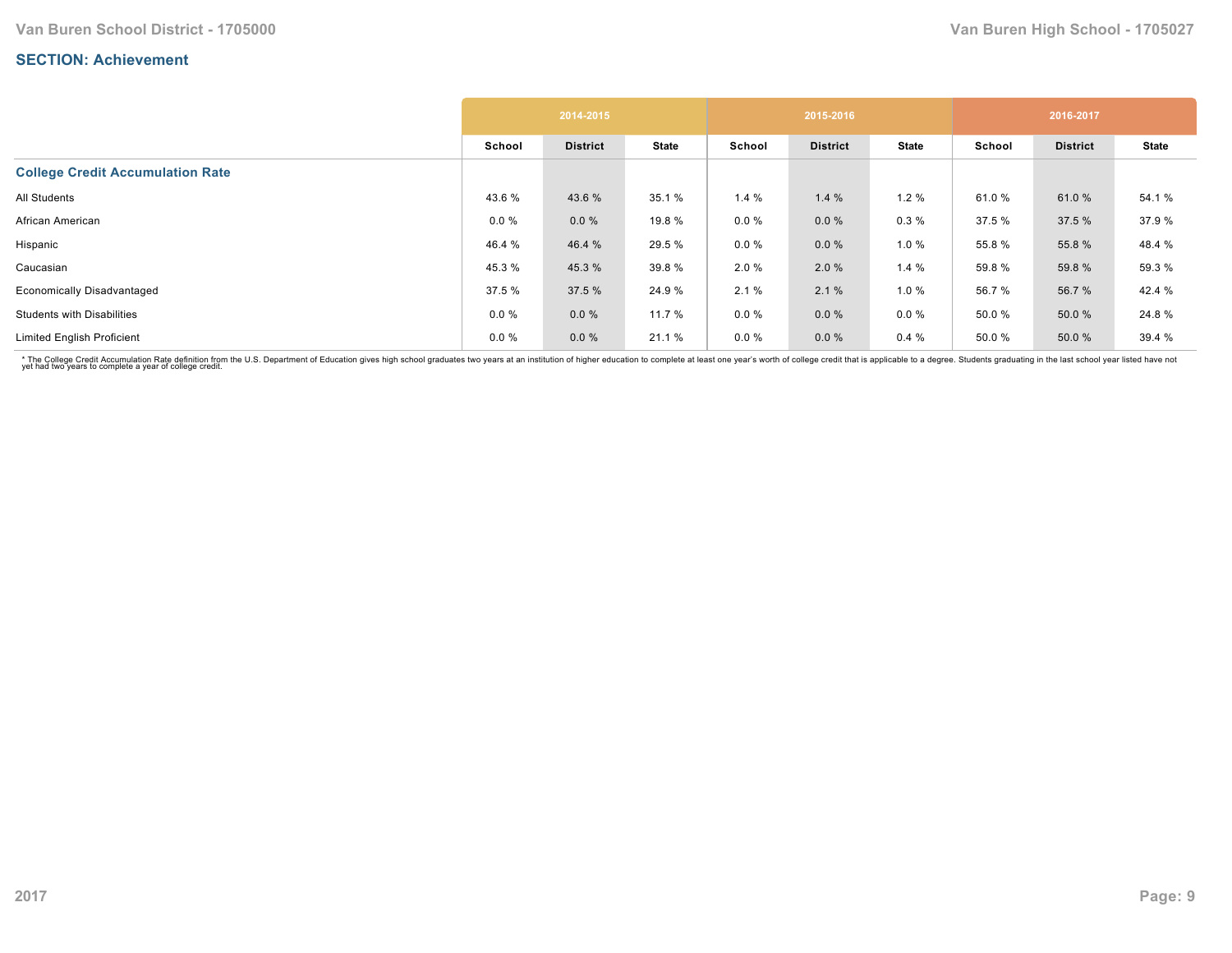## SECTION: Achievement

| | 2014-2015 | | | 2015-2016 | | | 2016-2017 | | |
|---|---|---|---|---|---|---|---|---|---|
| | School | District | State | School | District | State | School | District | State |
| **College Credit Accumulation Rate** | | | | | | | | | |
| All Students | 43.6 % | 43.6 % | 35.1 % | 1.4 % | 1.4 % | 1.2 % | 61.0 % | 61.0 % | 54.1 % |
| African American | 0.0 % | 0.0 % | 19.8 % | 0.0 % | 0.0 % | 0.3 % | 37.5 % | 37.5 % | 37.9 % |
| Hispanic | 46.4 % | 46.4 % | 29.5 % | 0.0 % | 0.0 % | 1.0 % | 55.8 % | 55.8 % | 48.4 % |
| Caucasian | 45.3 % | 45.3 % | 39.8 % | 2.0 % | 2.0 % | 1.4 % | 59.8 % | 59.8 % | 59.3 % |
| Economically Disadvantaged | 37.5 % | 37.5 % | 24.9 % | 2.1 % | 2.1 % | 1.0 % | 56.7 % | 56.7 % | 42.4 % |
| Students with Disabilities | 0.0 % | 0.0 % | 11.7 % | 0.0 % | 0.0 % | 0.0 % | 50.0 % | 50.0 % | 24.8 % |
| Limited English Proficient | 0.0 % | 0.0 % | 21.1 % | 0.0 % | 0.0 % | 0.4 % | 50.0 % | 50.0 % | 39.4 % |

* The College Credit Accumulation Rate definition from the U.S. Department of Education gives high school graduates two years at an institution of higher education to complete at least one year's worth of college credit that is applicable to a degree. Students graduating in the last school year listed have not yet had two years to complete a year of college credit.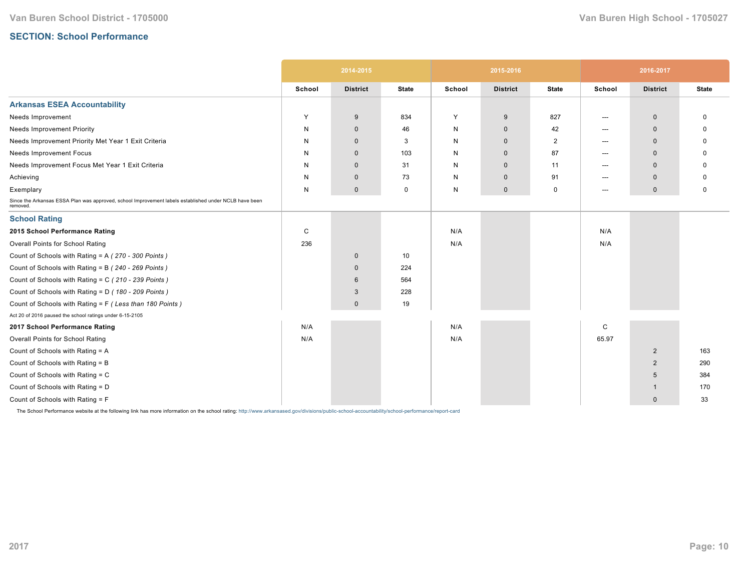## SECTION: School Performance

| | 2014-2015 | | | 2015-2016 | | | 2016-2017 | | |
|---|---|---|---|---|---|---|---|---|---|
| | School | District | State | School | District | State | School | District | State |
| **Arkansas ESEA Accountability** | | | | | | | | | |
| Needs Improvement | Y | 9 | 834 | Y | 9 | 827 | --- | 0 | 0 |
| Needs Improvement Priority | N | 0 | 46 | N | 0 | 42 | --- | 0 | 0 |
| Needs Improvement Priority Met Year 1 Exit Criteria | N | 0 | 3 | N | 0 | 2 | --- | 0 | 0 |
| Needs Improvement Focus | N | 0 | 103 | N | 0 | 87 | --- | 0 | 0 |
| Needs Improvement Focus Met Year 1 Exit Criteria | N | 0 | 31 | N | 0 | 11 | --- | 0 | 0 |
| Achieving | N | 0 | 73 | N | 0 | 91 | --- | 0 | 0 |
| Exemplary | N | 0 | 0 | N | 0 | 0 | --- | 0 | 0 |
| Since the Arkansas ESSA Plan was approved, school Improvement labels established under NCLB have been removed. | | | | | | | | | |
| **School Rating** | | | | | | | | | |
| **2015 School Performance Rating** | C | | | N/A | | | N/A | | |
| Overall Points for School Rating | 236 | | | N/A | | | N/A | | |
| Count of Schools with Rating = A *( 270 - 300 Points )* | | 0 | 10 | | | | | | |
| Count of Schools with Rating = B *( 240 - 269 Points )* | | 0 | 224 | | | | | | |
| Count of Schools with Rating = C *( 210 - 239 Points )* | | 6 | 564 | | | | | | |
| Count of Schools with Rating = D *( 180 - 209 Points )* | | 3 | 228 | | | | | | |
| Count of Schools with Rating = F *( Less than 180 Points )* | | 0 | 19 | | | | | | |
| Act 20 of 2016 paused the school ratings under 6-15-2105 | | | | | | | | | |
| **2017 School Performance Rating** | N/A | | | N/A | | | C | | |
| Overall Points for School Rating | N/A | | | N/A | | | 65.97 | | |
| Count of Schools with Rating = A | | | | | | | | 2 | 163 |
| Count of Schools with Rating = B | | | | | | | | 2 | 290 |
| Count of Schools with Rating = C | | | | | | | | 5 | 384 |
| Count of Schools with Rating = D | | | | | | | | 1 | 170 |
| Count of Schools with Rating = F | | | | | | | | 0 | 33 |

The School Performance website at the following link has more information on the school rating: http://www.arkansased.gov/divisions/public-school-accountability/school-performance/report-card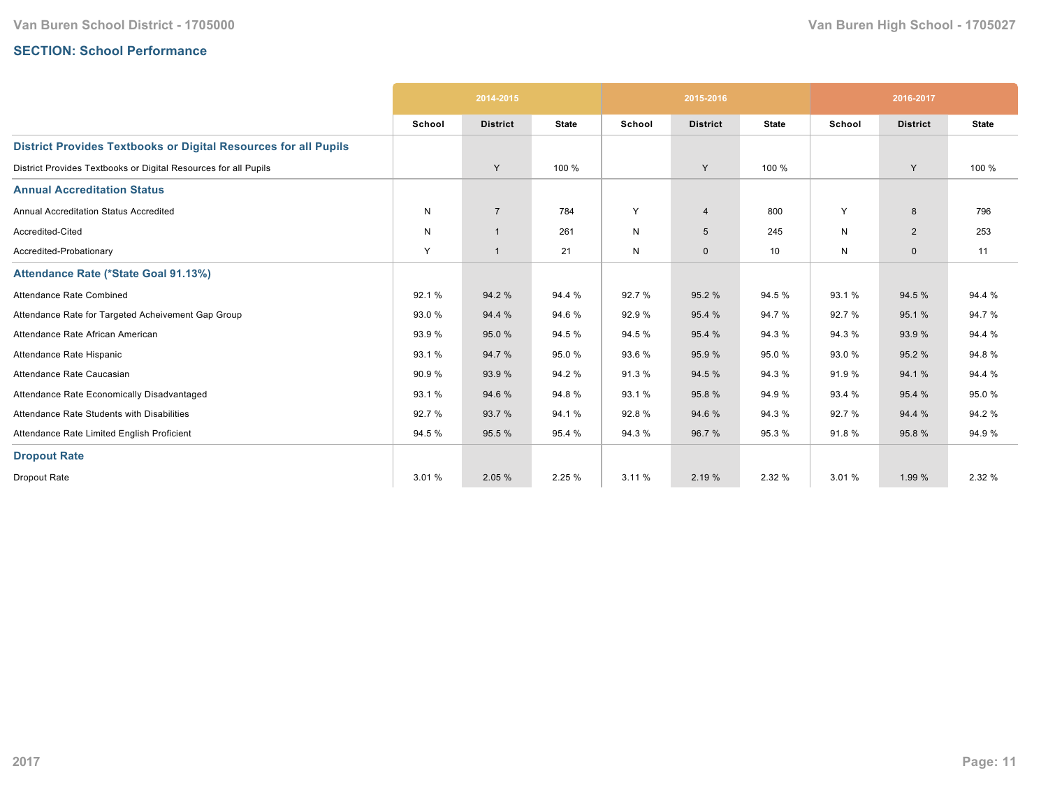## SECTION: School Performance

| | 2014-2015 | | | 2015-2016 | | | 2016-2017 | | |
|---|---|---|---|---|---|---|---|---|---|
| | School | District | State | School | District | State | School | District | State |
| **District Provides Textbooks or Digital Resources for all Pupils** | | | | | | | | | |
| District Provides Textbooks or Digital Resources for all Pupils | | Y | 100 % | | Y | 100 % | | Y | 100 % |
| **Annual Accreditation Status** | | | | | | | | | |
| Annual Accreditation Status Accredited | N | 7 | 784 | Y | 4 | 800 | Y | 8 | 796 |
| Accredited-Cited | N | 1 | 261 | N | 5 | 245 | N | 2 | 253 |
| Accredited-Probationary | Y | 1 | 21 | N | 0 | 10 | N | 0 | 11 |
| **Attendance Rate (*State Goal 91.13%)** | | | | | | | | | |
| Attendance Rate Combined | 92.1 % | 94.2 % | 94.4 % | 92.7 % | 95.2 % | 94.5 % | 93.1 % | 94.5 % | 94.4 % |
| Attendance Rate for Targeted Acheivement Gap Group | 93.0 % | 94.4 % | 94.6 % | 92.9 % | 95.4 % | 94.7 % | 92.7 % | 95.1 % | 94.7 % |
| Attendance Rate African American | 93.9 % | 95.0 % | 94.5 % | 94.5 % | 95.4 % | 94.3 % | 94.3 % | 93.9 % | 94.4 % |
| Attendance Rate Hispanic | 93.1 % | 94.7 % | 95.0 % | 93.6 % | 95.9 % | 95.0 % | 93.0 % | 95.2 % | 94.8 % |
| Attendance Rate Caucasian | 90.9 % | 93.9 % | 94.2 % | 91.3 % | 94.5 % | 94.3 % | 91.9 % | 94.1 % | 94.4 % |
| Attendance Rate Economically Disadvantaged | 93.1 % | 94.6 % | 94.8 % | 93.1 % | 95.8 % | 94.9 % | 93.4 % | 95.4 % | 95.0 % |
| Attendance Rate Students with Disabilities | 92.7 % | 93.7 % | 94.1 % | 92.8 % | 94.6 % | 94.3 % | 92.7 % | 94.4 % | 94.2 % |
| Attendance Rate Limited English Proficient | 94.5 % | 95.5 % | 95.4 % | 94.3 % | 96.7 % | 95.3 % | 91.8 % | 95.8 % | 94.9 % |
| **Dropout Rate** | | | | | | | | | |
| Dropout Rate | 3.01 % | 2.05 % | 2.25 % | 3.11 % | 2.19 % | 2.32 % | 3.01 % | 1.99 % | 2.32 % |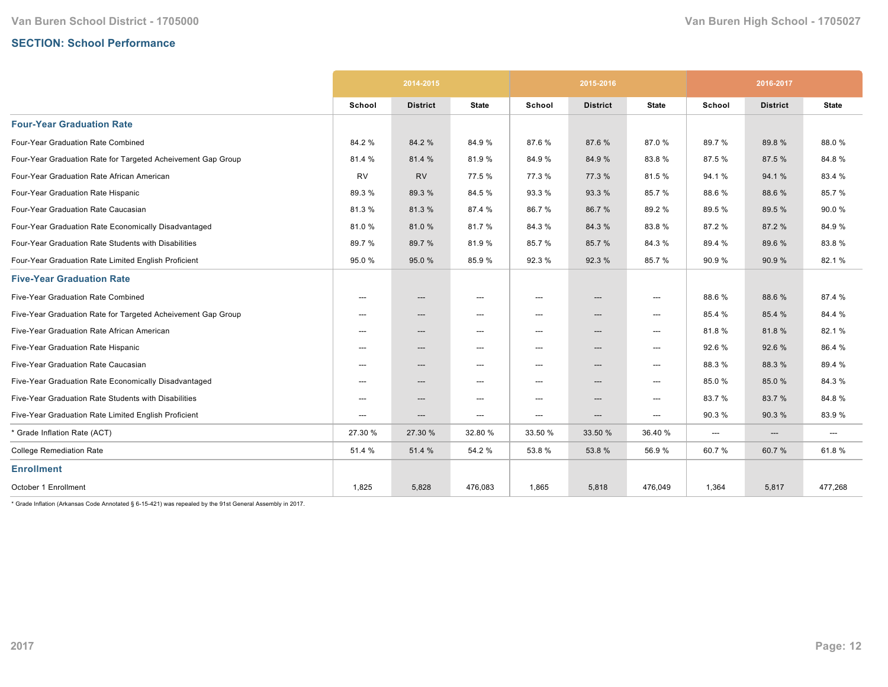Van Buren School District - 1705000

Van Buren High School - 1705027

## SECTION: School Performance

| | 2014-2015 | | | 2015-2016 | | | 2016-2017 | | |
|---|---|---|---|---|---|---|---|---|---|
| | School | District | State | School | District | State | School | District | State |
| **Four-Year Graduation Rate** | | | | | | | | | |
| Four-Year Graduation Rate Combined | 84.2 % | 84.2 % | 84.9 % | 87.6 % | 87.6 % | 87.0 % | 89.7 % | 89.8 % | 88.0 % |
| Four-Year Graduation Rate for Targeted Acheivement Gap Group | 81.4 % | 81.4 % | 81.9 % | 84.9 % | 84.9 % | 83.8 % | 87.5 % | 87.5 % | 84.8 % |
| Four-Year Graduation Rate African American | RV | RV | 77.5 % | 77.3 % | 77.3 % | 81.5 % | 94.1 % | 94.1 % | 83.4 % |
| Four-Year Graduation Rate Hispanic | 89.3 % | 89.3 % | 84.5 % | 93.3 % | 93.3 % | 85.7 % | 88.6 % | 88.6 % | 85.7 % |
| Four-Year Graduation Rate Caucasian | 81.3 % | 81.3 % | 87.4 % | 86.7 % | 86.7 % | 89.2 % | 89.5 % | 89.5 % | 90.0 % |
| Four-Year Graduation Rate Economically Disadvantaged | 81.0 % | 81.0 % | 81.7 % | 84.3 % | 84.3 % | 83.8 % | 87.2 % | 87.2 % | 84.9 % |
| Four-Year Graduation Rate Students with Disabilities | 89.7 % | 89.7 % | 81.9 % | 85.7 % | 85.7 % | 84.3 % | 89.4 % | 89.6 % | 83.8 % |
| Four-Year Graduation Rate Limited English Proficient | 95.0 % | 95.0 % | 85.9 % | 92.3 % | 92.3 % | 85.7 % | 90.9 % | 90.9 % | 82.1 % |
| **Five-Year Graduation Rate** | | | | | | | | | |
| Five-Year Graduation Rate Combined | --- | --- | --- | --- | --- | --- | 88.6 % | 88.6 % | 87.4 % |
| Five-Year Graduation Rate for Targeted Acheivement Gap Group | --- | --- | --- | --- | --- | --- | 85.4 % | 85.4 % | 84.4 % |
| Five-Year Graduation Rate African American | --- | --- | --- | --- | --- | --- | 81.8 % | 81.8 % | 82.1 % |
| Five-Year Graduation Rate Hispanic | --- | --- | --- | --- | --- | --- | 92.6 % | 92.6 % | 86.4 % |
| Five-Year Graduation Rate Caucasian | --- | --- | --- | --- | --- | --- | 88.3 % | 88.3 % | 89.4 % |
| Five-Year Graduation Rate Economically Disadvantaged | --- | --- | --- | --- | --- | --- | 85.0 % | 85.0 % | 84.3 % |
| Five-Year Graduation Rate Students with Disabilities | --- | --- | --- | --- | --- | --- | 83.7 % | 83.7 % | 84.8 % |
| Five-Year Graduation Rate Limited English Proficient | --- | --- | --- | --- | --- | --- | 90.3 % | 90.3 % | 83.9 % |
| * Grade Inflation Rate (ACT) | 27.30 % | 27.30 % | 32.80 % | 33.50 % | 33.50 % | 36.40 % | --- | --- | --- |
| College Remediation Rate | 51.4 % | 51.4 % | 54.2 % | 53.8 % | 53.8 % | 56.9 % | 60.7 % | 60.7 % | 61.8 % |
| **Enrollment** | | | | | | | | | |
| October 1 Enrollment | 1,825 | 5,828 | 476,083 | 1,865 | 5,818 | 476,049 | 1,364 | 5,817 | 477,268 |

* Grade Inflation (Arkansas Code Annotated § 6-15-421) was repealed by the 91st General Assembly in 2017.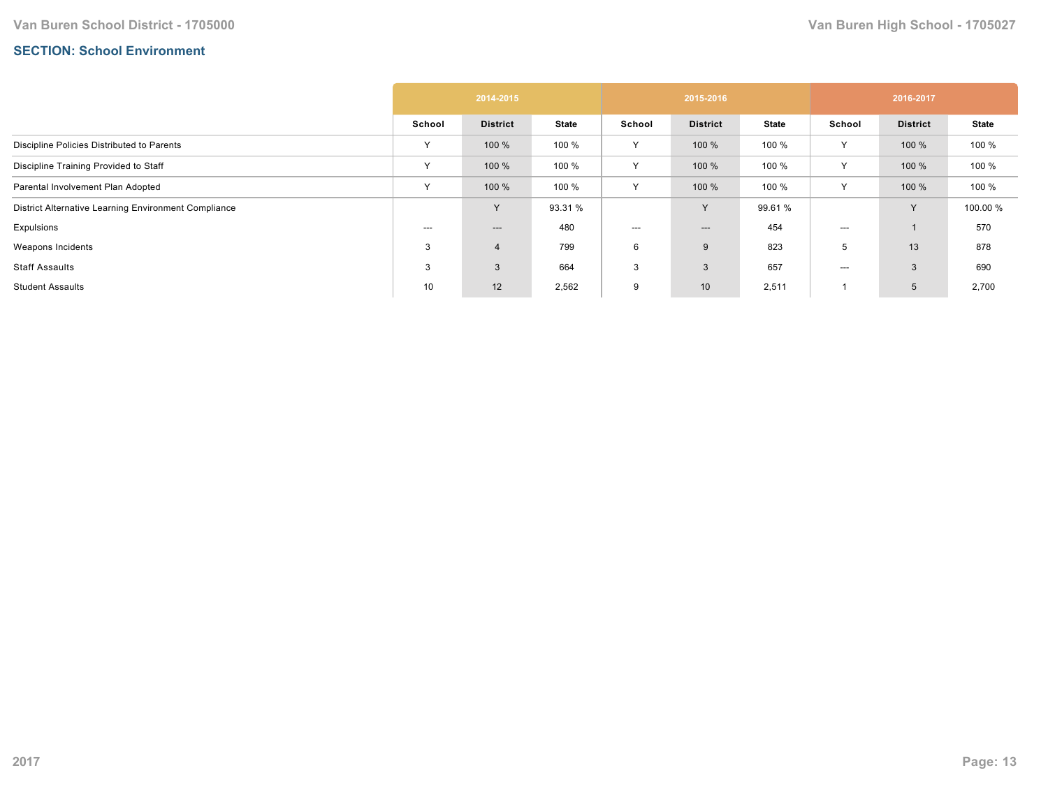## SECTION: School Environment

| | 2014-2015 | | | 2015-2016 | | | 2016-2017 | | |
|---|---|---|---|---|---|---|---|---|---|
| | School | District | State | School | District | State | School | District | State |
| Discipline Policies Distributed to Parents | Y | 100 % | 100 % | Y | 100 % | 100 % | Y | 100 % | 100 % |
| Discipline Training Provided to Staff | Y | 100 % | 100 % | Y | 100 % | 100 % | Y | 100 % | 100 % |
| Parental Involvement Plan Adopted | Y | 100 % | 100 % | Y | 100 % | 100 % | Y | 100 % | 100 % |
| District Alternative Learning Environment Compliance | | Y | 93.31 % | | Y | 99.61 % | | Y | 100.00 % |
| Expulsions | --- | --- | 480 | --- | --- | 454 | --- | 1 | 570 |
| Weapons Incidents | 3 | 4 | 799 | 6 | 9 | 823 | 5 | 13 | 878 |
| Staff Assaults | 3 | 3 | 664 | 3 | 3 | 657 | --- | 3 | 690 |
| Student Assaults | 10 | 12 | 2,562 | 9 | 10 | 2,511 | 1 | 5 | 2,700 |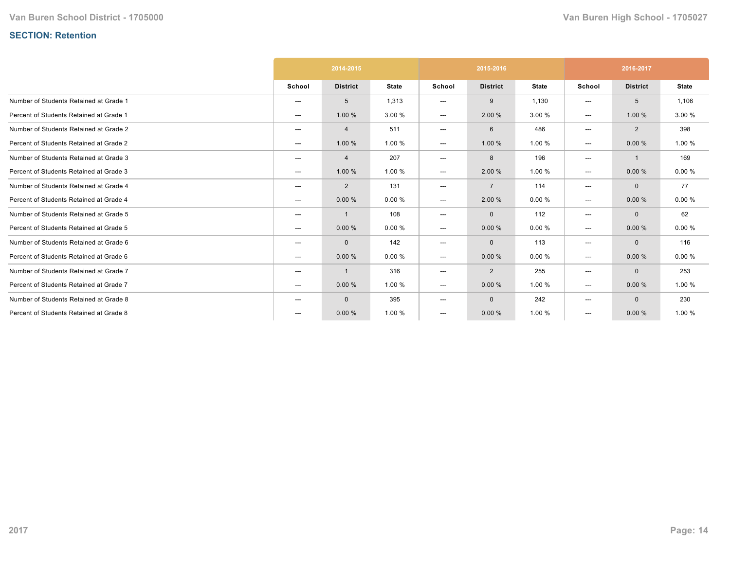## SECTION: Retention

| | 2014-2015 | | | 2015-2016 | | | 2016-2017 | | |
|---|---|---|---|---|---|---|---|---|---|
| | School | District | State | School | District | State | School | District | State |
| Number of Students Retained at Grade 1 | --- | 5 | 1,313 | --- | 9 | 1,130 | --- | 5 | 1,106 |
| Percent of Students Retained at Grade 1 | --- | 1.00 % | 3.00 % | --- | 2.00 % | 3.00 % | --- | 1.00 % | 3.00 % |
| Number of Students Retained at Grade 2 | --- | 4 | 511 | --- | 6 | 486 | --- | 2 | 398 |
| Percent of Students Retained at Grade 2 | --- | 1.00 % | 1.00 % | --- | 1.00 % | 1.00 % | --- | 0.00 % | 1.00 % |
| Number of Students Retained at Grade 3 | --- | 4 | 207 | --- | 8 | 196 | --- | 1 | 169 |
| Percent of Students Retained at Grade 3 | --- | 1.00 % | 1.00 % | --- | 2.00 % | 1.00 % | --- | 0.00 % | 0.00 % |
| Number of Students Retained at Grade 4 | --- | 2 | 131 | --- | 7 | 114 | --- | 0 | 77 |
| Percent of Students Retained at Grade 4 | --- | 0.00 % | 0.00 % | --- | 2.00 % | 0.00 % | --- | 0.00 % | 0.00 % |
| Number of Students Retained at Grade 5 | --- | 1 | 108 | --- | 0 | 112 | --- | 0 | 62 |
| Percent of Students Retained at Grade 5 | --- | 0.00 % | 0.00 % | --- | 0.00 % | 0.00 % | --- | 0.00 % | 0.00 % |
| Number of Students Retained at Grade 6 | --- | 0 | 142 | --- | 0 | 113 | --- | 0 | 116 |
| Percent of Students Retained at Grade 6 | --- | 0.00 % | 0.00 % | --- | 0.00 % | 0.00 % | --- | 0.00 % | 0.00 % |
| Number of Students Retained at Grade 7 | --- | 1 | 316 | --- | 2 | 255 | --- | 0 | 253 |
| Percent of Students Retained at Grade 7 | --- | 0.00 % | 1.00 % | --- | 0.00 % | 1.00 % | --- | 0.00 % | 1.00 % |
| Number of Students Retained at Grade 8 | --- | 0 | 395 | --- | 0 | 242 | --- | 0 | 230 |
| Percent of Students Retained at Grade 8 | --- | 0.00 % | 1.00 % | --- | 0.00 % | 1.00 % | --- | 0.00 % | 1.00 % |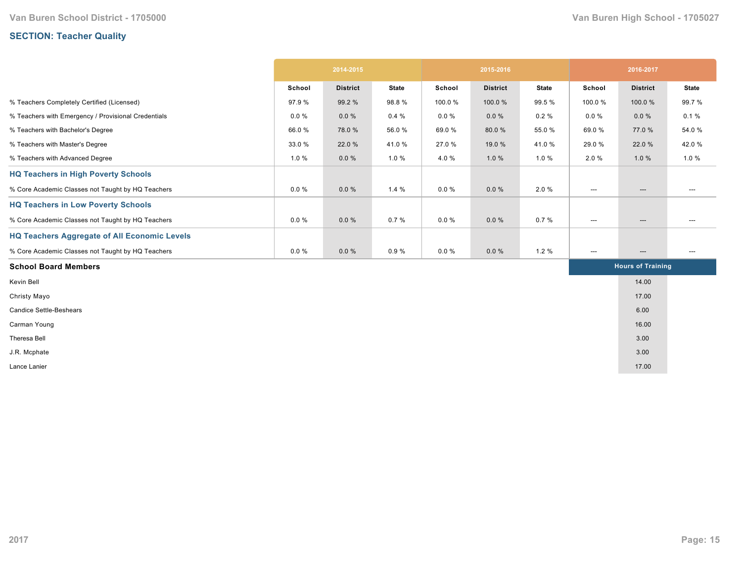## SECTION: Teacher Quality

| | 2014-2015 | | | 2015-2016 | | | 2016-2017 | | |
|---|---|---|---|---|---|---|---|---|---|
| | School | District | State | School | District | State | School | District | State |
| % Teachers Completely Certified (Licensed) | 97.9 % | 99.2 % | 98.8 % | 100.0 % | 100.0 % | 99.5 % | 100.0 % | 100.0 % | 99.7 % |
| % Teachers with Emergency / Provisional Credentials | 0.0 % | 0.0 % | 0.4 % | 0.0 % | 0.0 % | 0.2 % | 0.0 % | 0.0 % | 0.1 % |
| % Teachers with Bachelor's Degree | 66.0 % | 78.0 % | 56.0 % | 69.0 % | 80.0 % | 55.0 % | 69.0 % | 77.0 % | 54.0 % |
| % Teachers with Master's Degree | 33.0 % | 22.0 % | 41.0 % | 27.0 % | 19.0 % | 41.0 % | 29.0 % | 22.0 % | 42.0 % |
| % Teachers with Advanced Degree | 1.0 % | 0.0 % | 1.0 % | 4.0 % | 1.0 % | 1.0 % | 2.0 % | 1.0 % | 1.0 % |
| **HQ Teachers in High Poverty Schools** | | | | | | | | | |
| % Core Academic Classes not Taught by HQ Teachers | 0.0 % | 0.0 % | 1.4 % | 0.0 % | 0.0 % | 2.0 % | --- | --- | --- |
| **HQ Teachers in Low Poverty Schools** | | | | | | | | | |
| % Core Academic Classes not Taught by HQ Teachers | 0.0 % | 0.0 % | 0.7 % | 0.0 % | 0.0 % | 0.7 % | --- | --- | --- |
| **HQ Teachers Aggregate of All Economic Levels** | | | | | | | | | |
| % Core Academic Classes not Taught by HQ Teachers | 0.0 % | 0.0 % | 0.9 % | 0.0 % | 0.0 % | 1.2 % | --- | --- | --- |

| School Board Members | Hours of Training |
|---|---|
| Kevin Bell | 14.00 |
| Christy Mayo | 17.00 |
| Candice Settle-Beshears | 6.00 |
| Carman Young | 16.00 |
| Theresa Bell | 3.00 |
| J.R. Mcphate | 3.00 |
| Lance Lanier | 17.00 |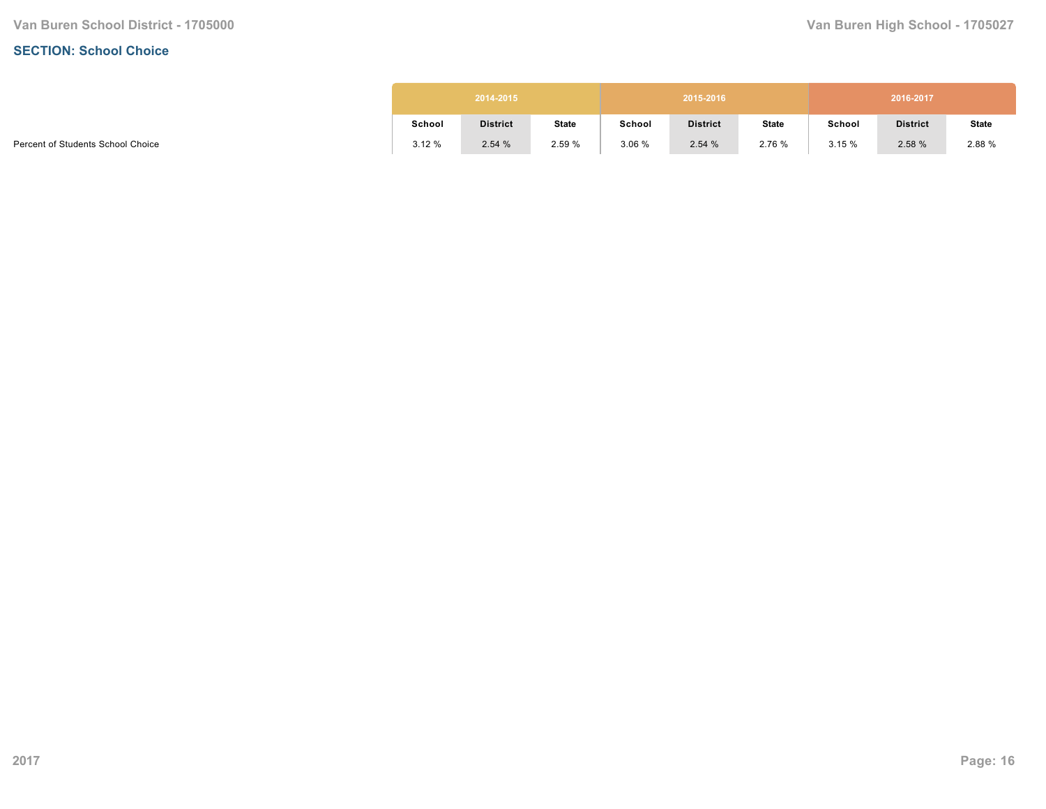## SECTION: School Choice

| | 2014-2015 | | | 2015-2016 | | | 2016-2017 | | |
|---|---|---|---|---|---|---|---|---|---|
| | School | District | State | School | District | State | School | District | State |
| Percent of Students School Choice | 3.12 % | 2.54 % | 2.59 % | 3.06 % | 2.54 % | 2.76 % | 3.15 % | 2.58 % | 2.88 % |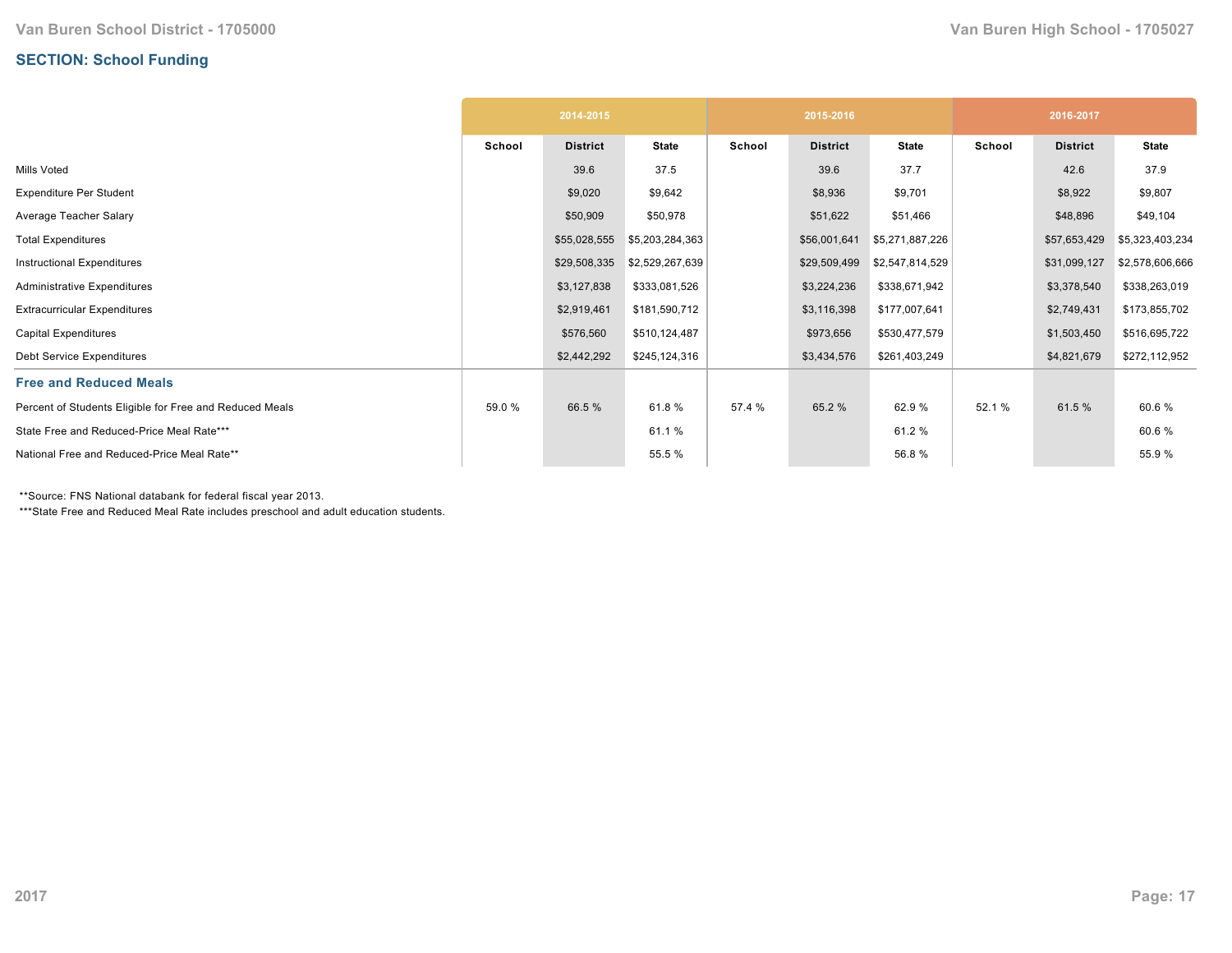## SECTION: School Funding

| | 2014-2015 | | | 2015-2016 | | | 2016-2017 | | |
|---|---|---|---|---|---|---|---|---|---|
| | School | District | State | School | District | State | School | District | State |
| Mills Voted | | 39.6 | 37.5 | | 39.6 | 37.7 | | 42.6 | 37.9 |
| Expenditure Per Student | | $9,020 | $9,642 | | $8,936 | $9,701 | | $8,922 | $9,807 |
| Average Teacher Salary | | $50,909 | $50,978 | | $51,622 | $51,466 | | $48,896 | $49,104 |
| Total Expenditures | | $55,028,555 | $5,203,284,363 | | $56,001,641 | $5,271,887,226 | | $57,653,429 | $5,323,403,234 |
| Instructional Expenditures | | $29,508,335 | $2,529,267,639 | | $29,509,499 | $2,547,814,529 | | $31,099,127 | $2,578,606,666 |
| Administrative Expenditures | | $3,127,838 | $333,081,526 | | $3,224,236 | $338,671,942 | | $3,378,540 | $338,263,019 |
| Extracurricular Expenditures | | $2,919,461 | $181,590,712 | | $3,116,398 | $177,007,641 | | $2,749,431 | $173,855,702 |
| Capital Expenditures | | $576,560 | $510,124,487 | | $973,656 | $530,477,579 | | $1,503,450 | $516,695,722 |
| Debt Service Expenditures | | $2,442,292 | $245,124,316 | | $3,434,576 | $261,403,249 | | $4,821,679 | $272,112,952 |
| **Free and Reduced Meals** | | | | | | | | | |
| Percent of Students Eligible for Free and Reduced Meals | 59.0 % | 66.5 % | 61.8 % | 57.4 % | 65.2 % | 62.9 % | 52.1 % | 61.5 % | 60.6 % |
| State Free and Reduced-Price Meal Rate*** | | | 61.1 % | | | 61.2 % | | | 60.6 % |
| National Free and Reduced-Price Meal Rate** | | | 55.5 % | | | 56.8 % | | | 55.9 % |

**Source: FNS National databank for federal fiscal year 2013.

***State Free and Reduced Meal Rate includes preschool and adult education students.